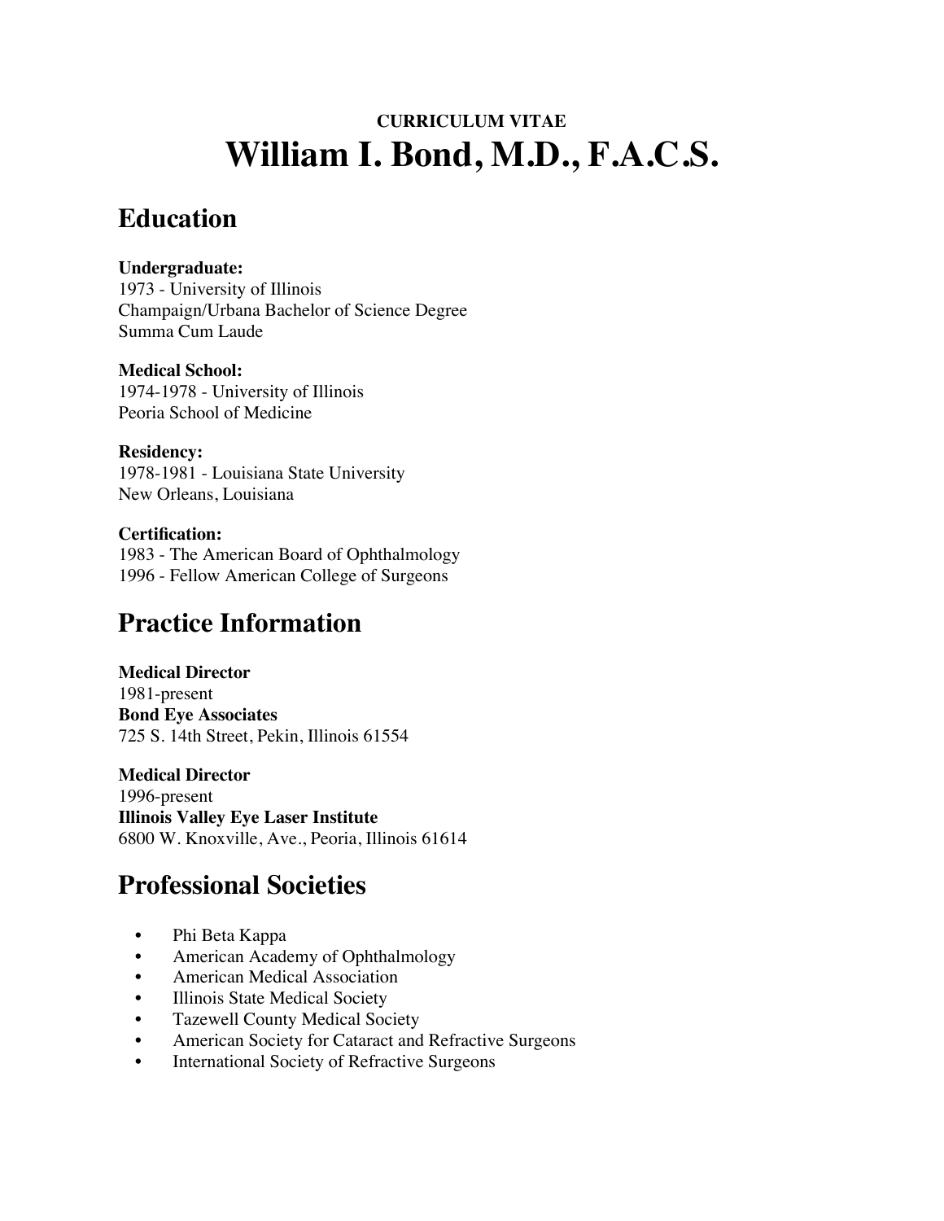**CURRICULUM VITAE**

# William I. Bond, M.D., F.A.C.S.

## Education

**Undergraduate:**
1973 - University of Illinois
Champaign/Urbana Bachelor of Science Degree
Summa Cum Laude

**Medical School:**
1974-1978 - University of Illinois
Peoria School of Medicine

**Residency:**
1978-1981 - Louisiana State University
New Orleans, Louisiana

**Certification:**
1983 - The American Board of Ophthalmology
1996 - Fellow American College of Surgeons

## Practice Information

**Medical Director**
1981-present
**Bond Eye Associates**
725 S. 14th Street, Pekin, Illinois 61554

**Medical Director**
1996-present
**Illinois Valley Eye Laser Institute**
6800 W. Knoxville, Ave., Peoria, Illinois 61614

## Professional Societies

- Phi Beta Kappa
- American Academy of Ophthalmology
- American Medical Association
- Illinois State Medical Society
- Tazewell County Medical Society
- American Society for Cataract and Refractive Surgeons
- International Society of Refractive Surgeons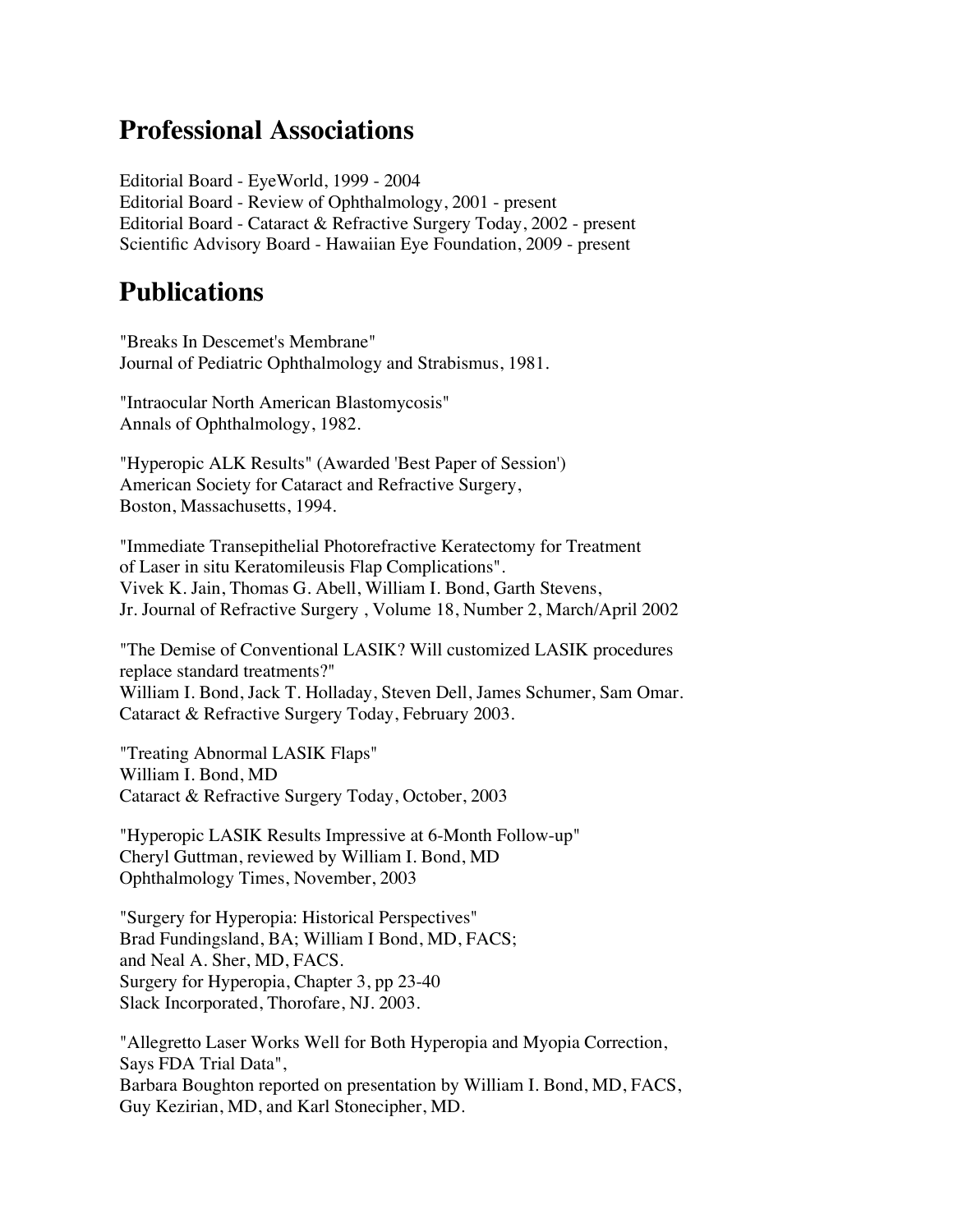## Professional Associations

Editorial Board - EyeWorld, 1999 - 2004
Editorial Board - Review of Ophthalmology, 2001 - present
Editorial Board - Cataract & Refractive Surgery Today, 2002 - present
Scientific Advisory Board - Hawaiian Eye Foundation, 2009 - present

## Publications

"Breaks In Descemet's Membrane"
Journal of Pediatric Ophthalmology and Strabismus, 1981.

"Intraocular North American Blastomycosis"
Annals of Ophthalmology, 1982.

"Hyperopic ALK Results" (Awarded 'Best Paper of Session')
American Society for Cataract and Refractive Surgery,
Boston, Massachusetts, 1994.

"Immediate Transepithelial Photorefractive Keratectomy for Treatment of Laser in situ Keratomileusis Flap Complications".
Vivek K. Jain, Thomas G. Abell, William I. Bond, Garth Stevens,
Jr. Journal of Refractive Surgery , Volume 18, Number 2, March/April 2002

"The Demise of Conventional LASIK? Will customized LASIK procedures replace standard treatments?"
William I. Bond, Jack T. Holladay, Steven Dell, James Schumer, Sam Omar.
Cataract & Refractive Surgery Today, February 2003.

"Treating Abnormal LASIK Flaps"
William I. Bond, MD
Cataract & Refractive Surgery Today, October, 2003

"Hyperopic LASIK Results Impressive at 6-Month Follow-up"
Cheryl Guttman, reviewed by William I. Bond, MD
Ophthalmology Times, November, 2003

"Surgery for Hyperopia: Historical Perspectives"
Brad Fundingsland, BA; William I Bond, MD, FACS;
and Neal A. Sher, MD, FACS.
Surgery for Hyperopia, Chapter 3, pp 23-40
Slack Incorporated, Thorofare, NJ. 2003.

"Allegretto Laser Works Well for Both Hyperopia and Myopia Correction, Says FDA Trial Data",
Barbara Boughton reported on presentation by William I. Bond, MD, FACS,
Guy Kezirian, MD, and Karl Stonecipher, MD.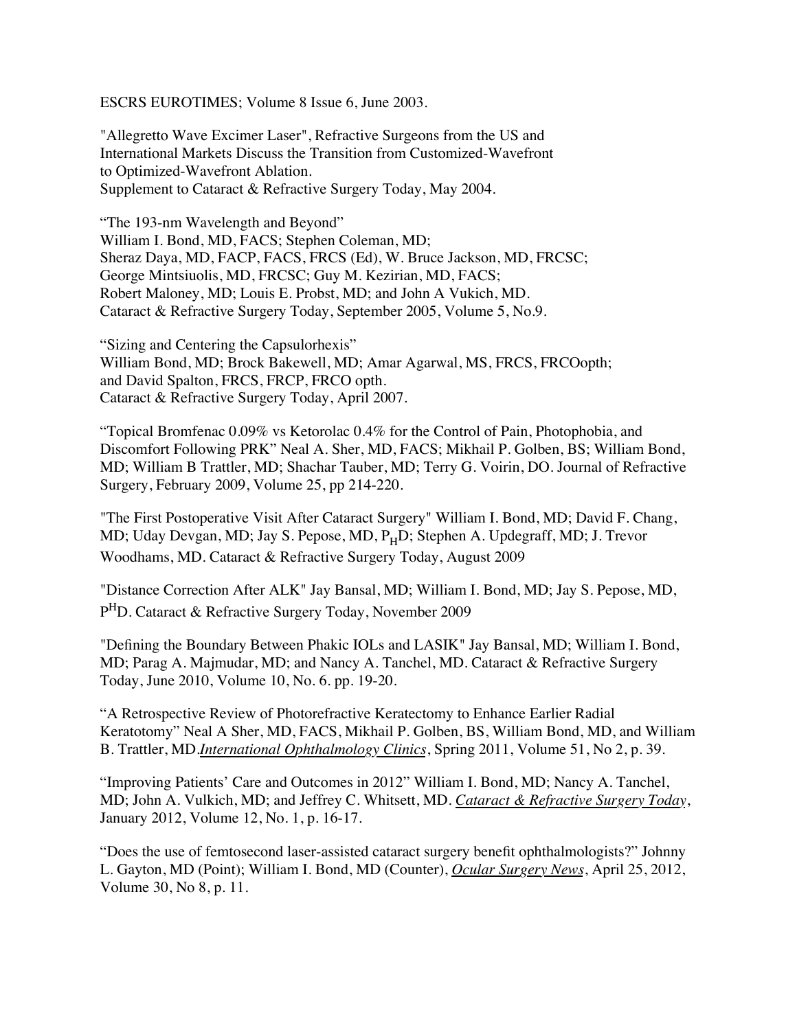ESCRS EUROTIMES; Volume 8 Issue 6, June 2003.

"Allegretto Wave Excimer Laser", Refractive Surgeons from the US and International Markets Discuss the Transition from Customized-Wavefront to Optimized-Wavefront Ablation.
Supplement to Cataract & Refractive Surgery Today, May 2004.

"The 193-nm Wavelength and Beyond"
William I. Bond, MD, FACS; Stephen Coleman, MD;
Sheraz Daya, MD, FACP, FACS, FRCS (Ed), W. Bruce Jackson, MD, FRCSC;
George Mintsiuolis, MD, FRCSC; Guy M. Kezirian, MD, FACS;
Robert Maloney, MD; Louis E. Probst, MD; and John A Vukich, MD.
Cataract & Refractive Surgery Today, September 2005, Volume 5, No.9.

"Sizing and Centering the Capsulorhexis"
William Bond, MD; Brock Bakewell, MD; Amar Agarwal, MS, FRCS, FRCOopth;
and David Spalton, FRCS, FRCP, FRCO opth.
Cataract & Refractive Surgery Today, April 2007.

"Topical Bromfenac 0.09% vs Ketorolac 0.4% for the Control of Pain, Photophobia, and Discomfort Following PRK" Neal A. Sher, MD, FACS; Mikhail P. Golben, BS; William Bond, MD; William B Trattler, MD; Shachar Tauber, MD; Terry G. Voirin, DO. Journal of Refractive Surgery, February 2009, Volume 25, pp 214-220.

"The First Postoperative Visit After Cataract Surgery" William I. Bond, MD; David F. Chang, MD; Uday Devgan, MD; Jay S. Pepose, MD, P$_H$D; Stephen A. Updegraff, MD; J. Trevor Woodhams, MD. Cataract & Refractive Surgery Today, August 2009

"Distance Correction After ALK" Jay Bansal, MD; William I. Bond, MD; Jay S. Pepose, MD, P$^H$D. Cataract & Refractive Surgery Today, November 2009

"Defining the Boundary Between Phakic IOLs and LASIK" Jay Bansal, MD; William I. Bond, MD; Parag A. Majmudar, MD; and Nancy A. Tanchel, MD. Cataract & Refractive Surgery Today, June 2010, Volume 10, No. 6. pp. 19-20.

"A Retrospective Review of Photorefractive Keratectomy to Enhance Earlier Radial Keratotomy" Neal A Sher, MD, FACS, Mikhail P. Golben, BS, William Bond, MD, and William B. Trattler, MD.*International Ophthalmology Clinics*, Spring 2011, Volume 51, No 2, p. 39.

"Improving Patients' Care and Outcomes in 2012" William I. Bond, MD; Nancy A. Tanchel, MD; John A. Vulkich, MD; and Jeffrey C. Whitsett, MD. *Cataract & Refractive Surgery Today*, January 2012, Volume 12, No. 1, p. 16-17.

"Does the use of femtosecond laser-assisted cataract surgery benefit ophthalmologists?" Johnny L. Gayton, MD (Point); William I. Bond, MD (Counter), *Ocular Surgery News*, April 25, 2012, Volume 30, No 8, p. 11.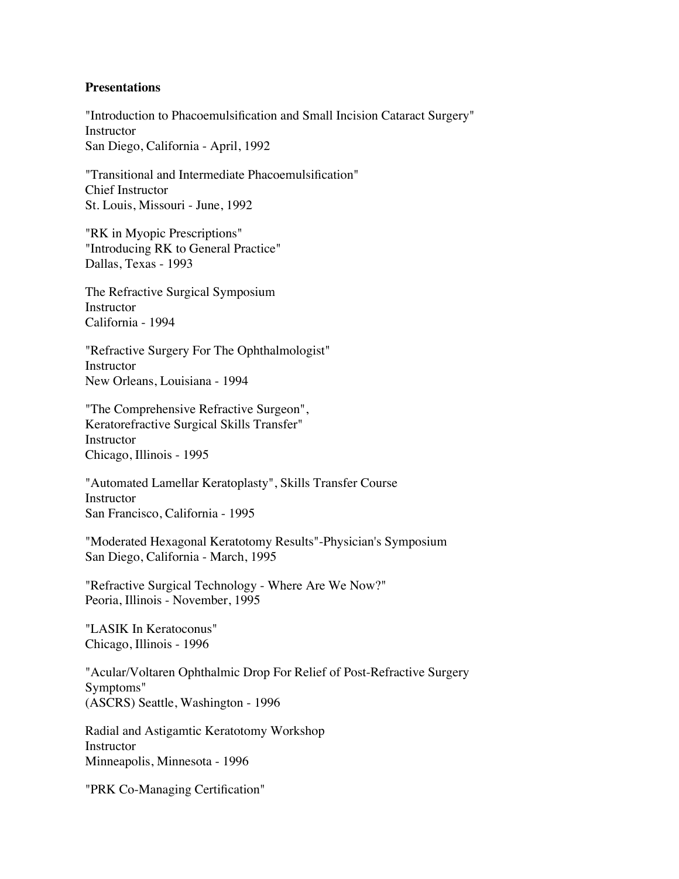**Presentations**

"Introduction to Phacoemulsification and Small Incision Cataract Surgery"
Instructor
San Diego, California - April, 1992

"Transitional and Intermediate Phacoemulsification"
Chief Instructor
St. Louis, Missouri - June, 1992

"RK in Myopic Prescriptions"
"Introducing RK to General Practice"
Dallas, Texas - 1993

The Refractive Surgical Symposium
Instructor
California - 1994

"Refractive Surgery For The Ophthalmologist"
Instructor
New Orleans, Louisiana - 1994

"The Comprehensive Refractive Surgeon",
Keratorefractive Surgical Skills Transfer"
Instructor
Chicago, Illinois - 1995

"Automated Lamellar Keratoplasty", Skills Transfer Course
Instructor
San Francisco, California - 1995

"Moderated Hexagonal Keratotomy Results"-Physician's Symposium
San Diego, California - March, 1995

"Refractive Surgical Technology - Where Are We Now?"
Peoria, Illinois - November, 1995

"LASIK In Keratoconus"
Chicago, Illinois - 1996

"Acular/Voltaren Ophthalmic Drop For Relief of Post-Refractive Surgery Symptoms"
(ASCRS) Seattle, Washington - 1996

Radial and Astigamtic Keratotomy Workshop
Instructor
Minneapolis, Minnesota - 1996

"PRK Co-Managing Certification"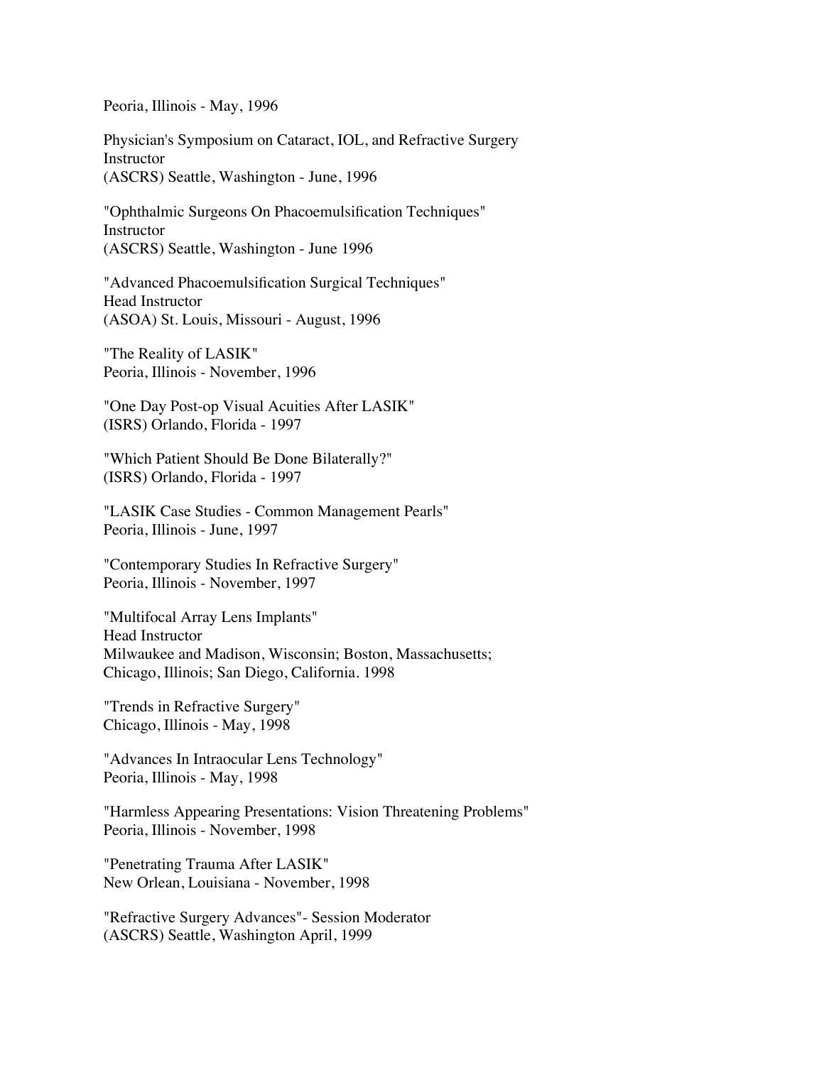Peoria, Illinois - May, 1996

Physician's Symposium on Cataract, IOL, and Refractive Surgery
Instructor
(ASCRS) Seattle, Washington - June, 1996

"Ophthalmic Surgeons On Phacoemulsification Techniques"
Instructor
(ASCRS) Seattle, Washington - June 1996

"Advanced Phacoemulsification Surgical Techniques"
Head Instructor
(ASOA) St. Louis, Missouri - August, 1996

"The Reality of LASIK"
Peoria, Illinois - November, 1996

"One Day Post-op Visual Acuities After LASIK"
(ISRS) Orlando, Florida - 1997

"Which Patient Should Be Done Bilaterally?"
(ISRS) Orlando, Florida - 1997

"LASIK Case Studies - Common Management Pearls"
Peoria, Illinois - June, 1997

"Contemporary Studies In Refractive Surgery"
Peoria, Illinois - November, 1997

"Multifocal Array Lens Implants"
Head Instructor
Milwaukee and Madison, Wisconsin; Boston, Massachusetts;
Chicago, Illinois; San Diego, California. 1998

"Trends in Refractive Surgery"
Chicago, Illinois - May, 1998

"Advances In Intraocular Lens Technology"
Peoria, Illinois - May, 1998

"Harmless Appearing Presentations: Vision Threatening Problems"
Peoria, Illinois - November, 1998

"Penetrating Trauma After LASIK"
New Orlean, Louisiana - November, 1998

"Refractive Surgery Advances"- Session Moderator
(ASCRS) Seattle, Washington April, 1999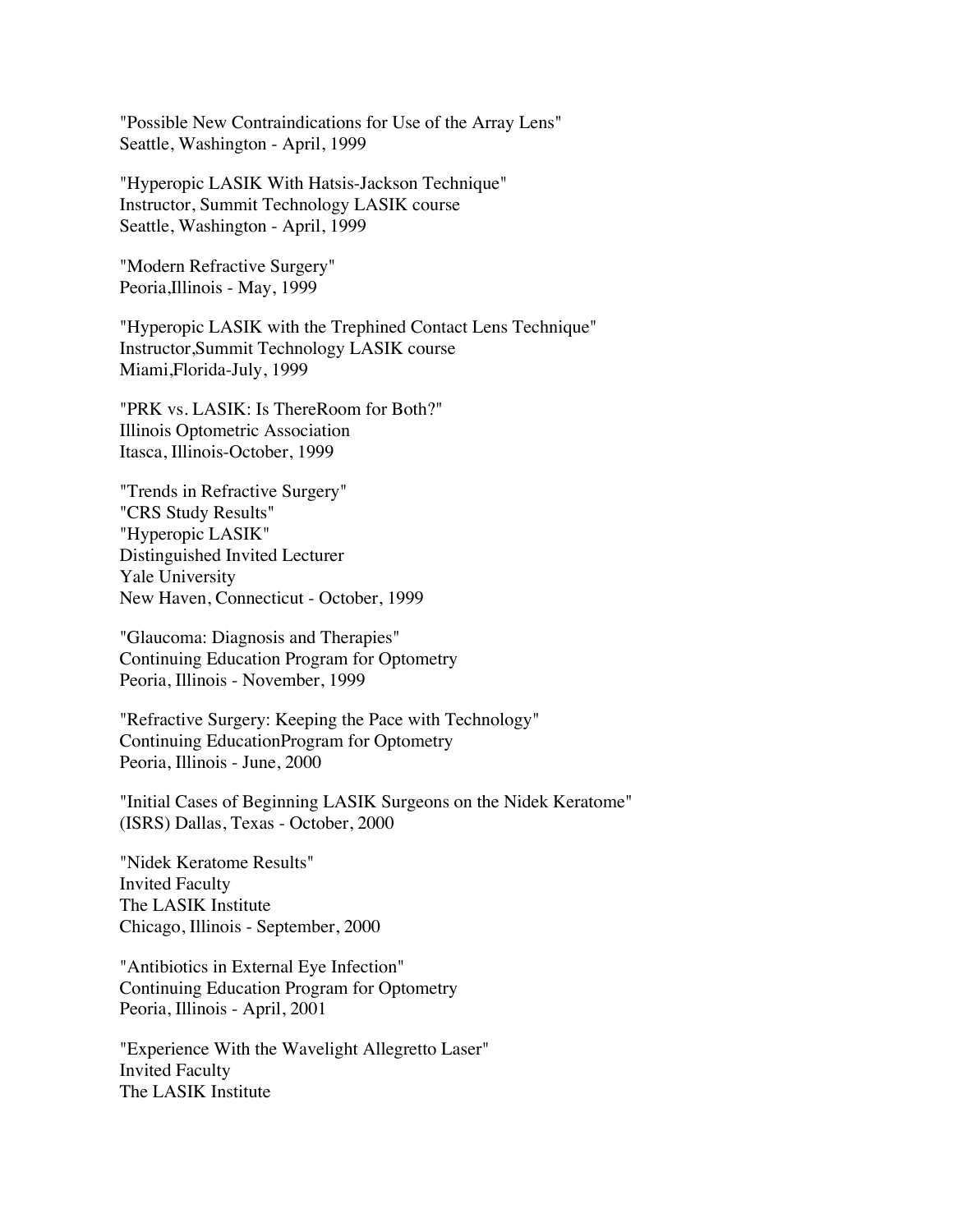"Possible New Contraindications for Use of the Array Lens"
Seattle, Washington - April, 1999

"Hyperopic LASIK With Hatsis-Jackson Technique"
Instructor, Summit Technology LASIK course
Seattle, Washington - April, 1999

"Modern Refractive Surgery"
Peoria,Illinois - May, 1999

"Hyperopic LASIK with the Trephined Contact Lens Technique"
Instructor,Summit Technology LASIK course
Miami,Florida-July, 1999

"PRK vs. LASIK: Is ThereRoom for Both?"
Illinois Optometric Association
Itasca, Illinois-October, 1999

"Trends in Refractive Surgery"
"CRS Study Results"
"Hyperopic LASIK"
Distinguished Invited Lecturer
Yale University
New Haven, Connecticut - October, 1999

"Glaucoma: Diagnosis and Therapies"
Continuing Education Program for Optometry
Peoria, Illinois - November, 1999

"Refractive Surgery: Keeping the Pace with Technology"
Continuing EducationProgram for Optometry
Peoria, Illinois - June, 2000

"Initial Cases of Beginning LASIK Surgeons on the Nidek Keratome"
(ISRS) Dallas, Texas - October, 2000

"Nidek Keratome Results"
Invited Faculty
The LASIK Institute
Chicago, Illinois - September, 2000

"Antibiotics in External Eye Infection"
Continuing Education Program for Optometry
Peoria, Illinois - April, 2001

"Experience With the Wavelight Allegretto Laser"
Invited Faculty
The LASIK Institute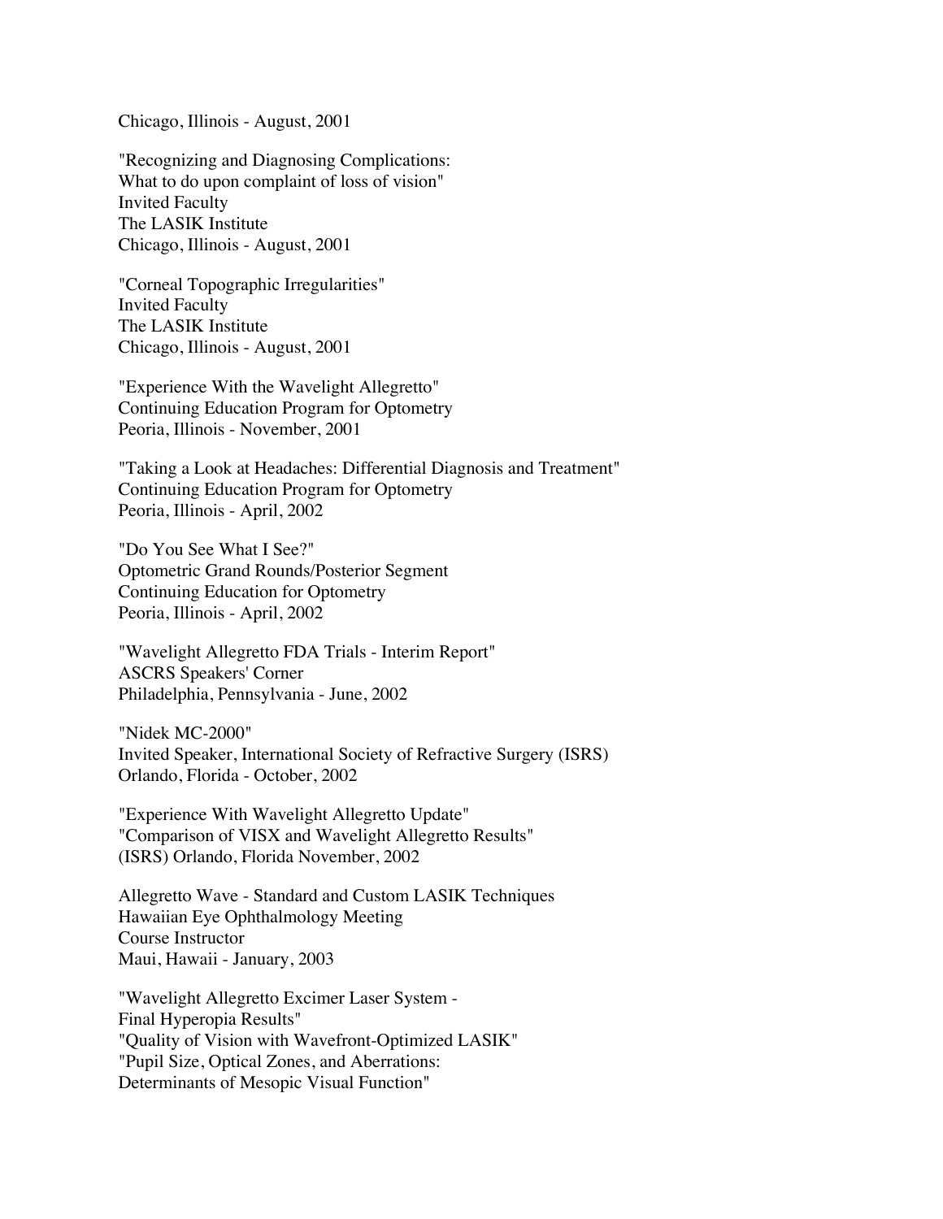Chicago, Illinois - August, 2001

"Recognizing and Diagnosing Complications:
What to do upon complaint of loss of vision"
Invited Faculty
The LASIK Institute
Chicago, Illinois - August, 2001

"Corneal Topographic Irregularities"
Invited Faculty
The LASIK Institute
Chicago, Illinois - August, 2001

"Experience With the Wavelight Allegretto"
Continuing Education Program for Optometry
Peoria, Illinois - November, 2001

"Taking a Look at Headaches: Differential Diagnosis and Treatment"
Continuing Education Program for Optometry
Peoria, Illinois - April, 2002

"Do You See What I See?"
Optometric Grand Rounds/Posterior Segment
Continuing Education for Optometry
Peoria, Illinois - April, 2002

"Wavelight Allegretto FDA Trials - Interim Report"
ASCRS Speakers' Corner
Philadelphia, Pennsylvania - June, 2002

"Nidek MC-2000"
Invited Speaker, International Society of Refractive Surgery (ISRS)
Orlando, Florida - October, 2002

"Experience With Wavelight Allegretto Update"
"Comparison of VISX and Wavelight Allegretto Results"
(ISRS) Orlando, Florida November, 2002

Allegretto Wave - Standard and Custom LASIK Techniques
Hawaiian Eye Ophthalmology Meeting
Course Instructor
Maui, Hawaii - January, 2003

"Wavelight Allegretto Excimer Laser System -
Final Hyperopia Results"
"Quality of Vision with Wavefront-Optimized LASIK"
"Pupil Size, Optical Zones, and Aberrations:
Determinants of Mesopic Visual Function"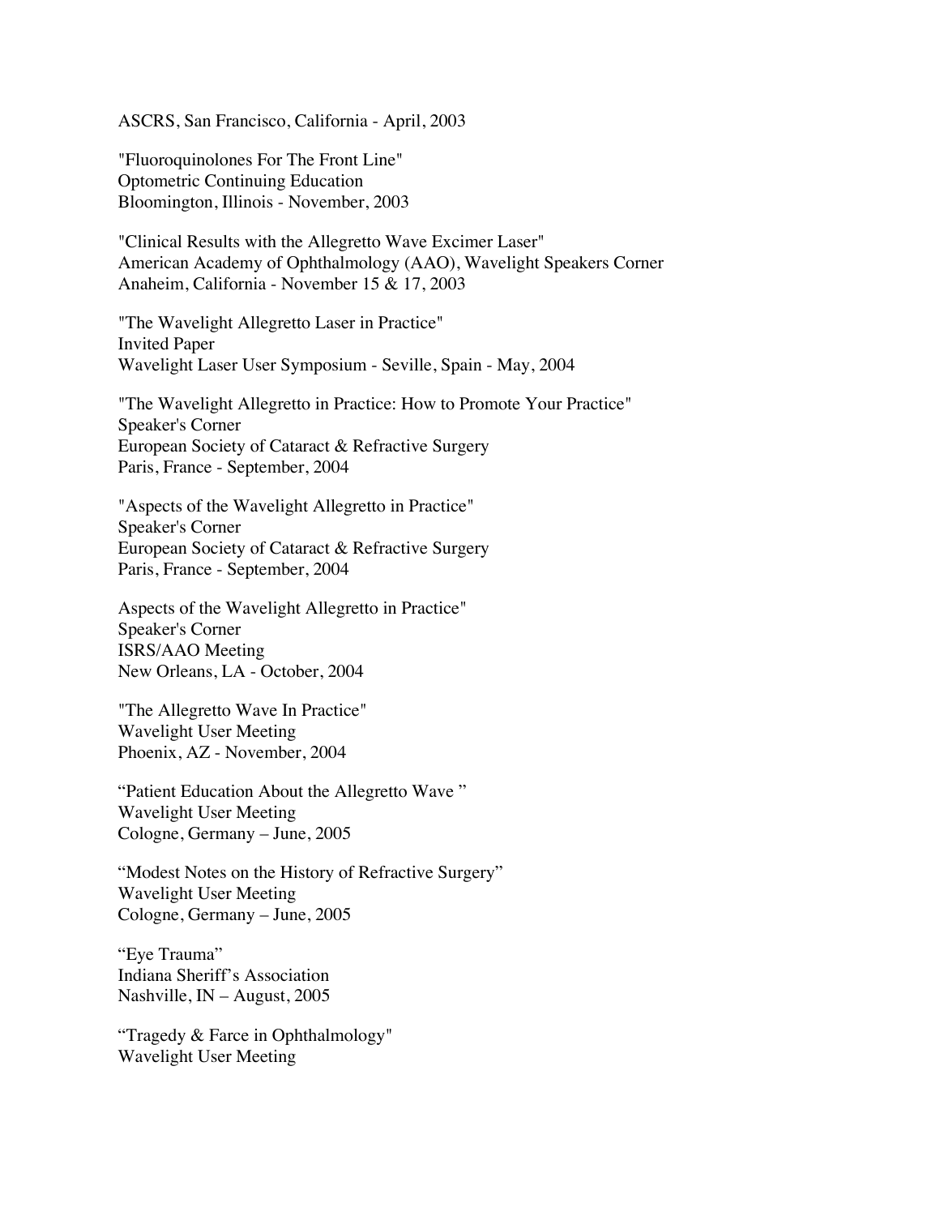ASCRS, San Francisco, California - April, 2003

"Fluoroquinolones For The Front Line"
Optometric Continuing Education
Bloomington, Illinois - November, 2003

"Clinical Results with the Allegretto Wave Excimer Laser"
American Academy of Ophthalmology (AAO), Wavelight Speakers Corner
Anaheim, California - November 15 & 17, 2003

"The Wavelight Allegretto Laser in Practice"
Invited Paper
Wavelight Laser User Symposium - Seville, Spain - May, 2004

"The Wavelight Allegretto in Practice: How to Promote Your Practice"
Speaker's Corner
European Society of Cataract & Refractive Surgery
Paris, France - September, 2004

"Aspects of the Wavelight Allegretto in Practice"
Speaker's Corner
European Society of Cataract & Refractive Surgery
Paris, France - September, 2004

Aspects of the Wavelight Allegretto in Practice"
Speaker's Corner
ISRS/AAO Meeting
New Orleans, LA - October, 2004

"The Allegretto Wave In Practice"
Wavelight User Meeting
Phoenix, AZ - November, 2004

"Patient Education About the Allegretto Wave "
Wavelight User Meeting
Cologne, Germany – June, 2005

"Modest Notes on the History of Refractive Surgery"
Wavelight User Meeting
Cologne, Germany – June, 2005

"Eye Trauma"
Indiana Sheriff's Association
Nashville, IN – August, 2005

"Tragedy & Farce in Ophthalmology"
Wavelight User Meeting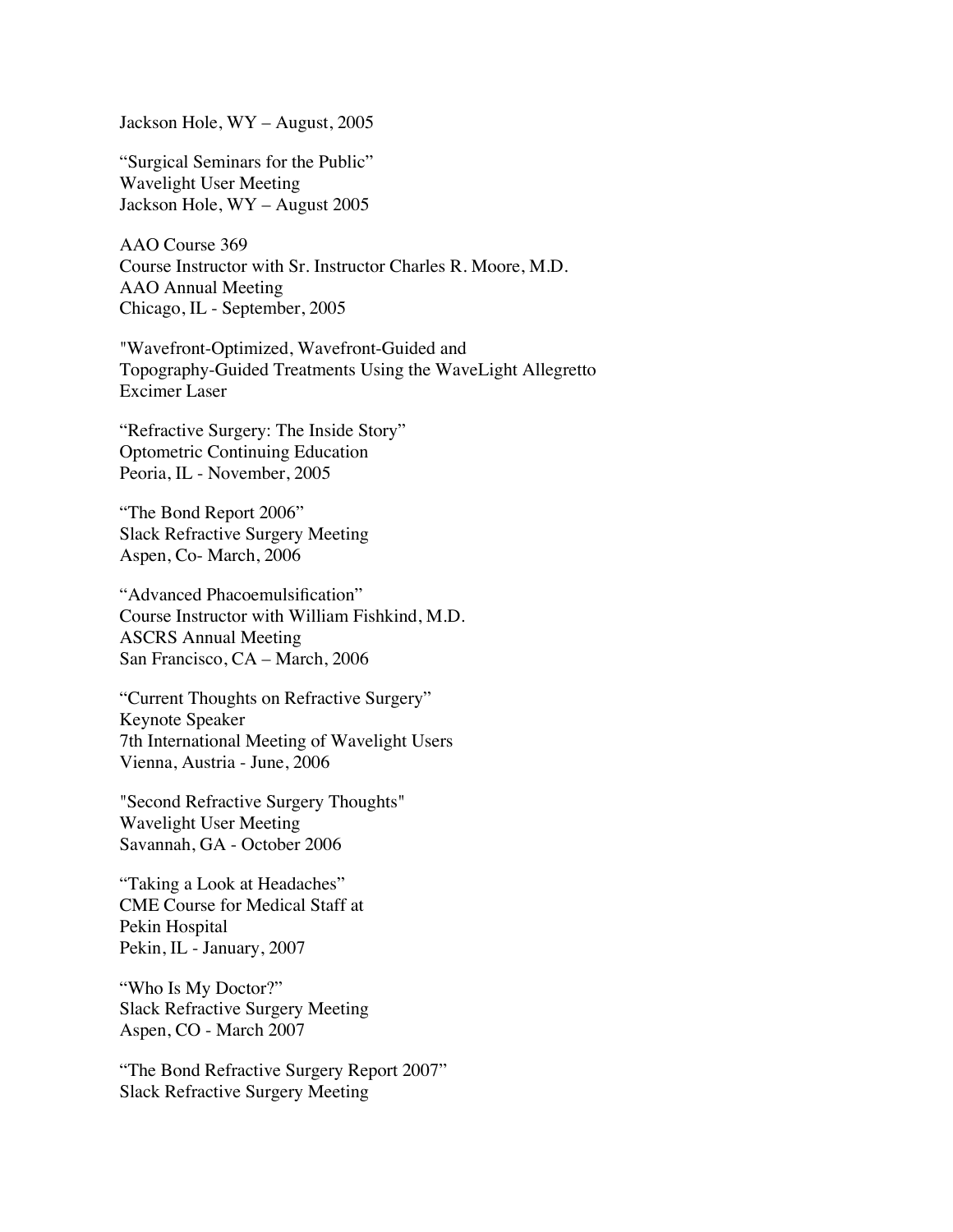Jackson Hole, WY – August, 2005

“Surgical Seminars for the Public”
Wavelight User Meeting
Jackson Hole, WY – August 2005

AAO Course 369
Course Instructor with Sr. Instructor Charles R. Moore, M.D.
AAO Annual Meeting
Chicago, IL - September, 2005

"Wavefront-Optimized, Wavefront-Guided and
Topography-Guided Treatments Using the WaveLight Allegretto
Excimer Laser

“Refractive Surgery: The Inside Story”
Optometric Continuing Education
Peoria, IL - November, 2005

“The Bond Report 2006”
Slack Refractive Surgery Meeting
Aspen, Co- March, 2006

“Advanced Phacoemulsification”
Course Instructor with William Fishkind, M.D.
ASCRS Annual Meeting
San Francisco, CA – March, 2006

“Current Thoughts on Refractive Surgery”
Keynote Speaker
7th International Meeting of Wavelight Users
Vienna, Austria - June, 2006

"Second Refractive Surgery Thoughts"
Wavelight User Meeting
Savannah, GA - October 2006

“Taking a Look at Headaches”
CME Course for Medical Staff at
Pekin Hospital
Pekin, IL - January, 2007

“Who Is My Doctor?”
Slack Refractive Surgery Meeting
Aspen, CO - March 2007

“The Bond Refractive Surgery Report 2007”
Slack Refractive Surgery Meeting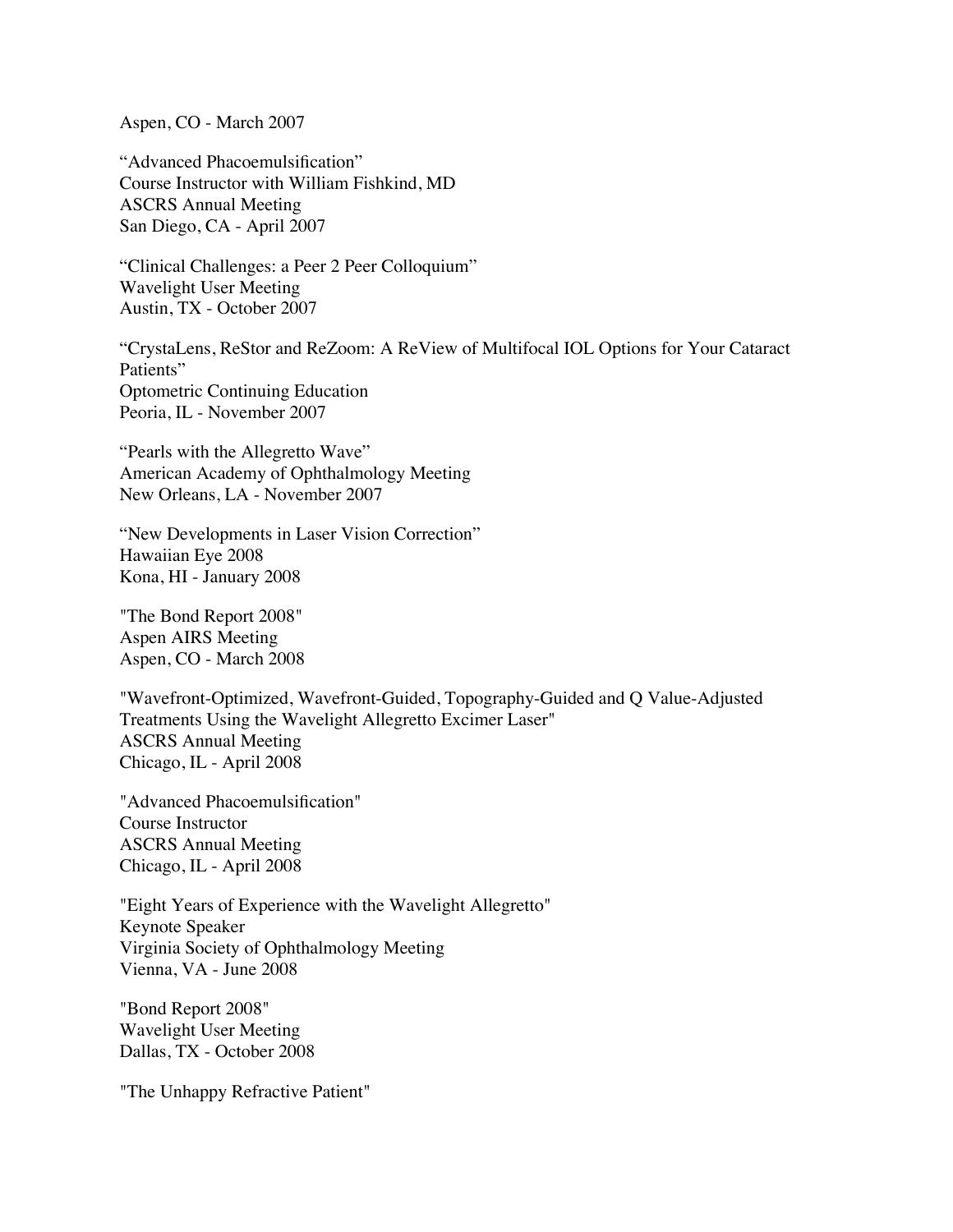Aspen, CO - March 2007

“Advanced Phacoemulsification”
Course Instructor with William Fishkind, MD
ASCRS Annual Meeting
San Diego, CA - April 2007

“Clinical Challenges: a Peer 2 Peer Colloquium”
Wavelight User Meeting
Austin, TX - October 2007

“CrystaLens, ReStor and ReZoom: A ReView of Multifocal IOL Options for Your Cataract Patients”
Optometric Continuing Education
Peoria, IL - November 2007

“Pearls with the Allegretto Wave”
American Academy of Ophthalmology Meeting
New Orleans, LA - November 2007

“New Developments in Laser Vision Correction”
Hawaiian Eye 2008
Kona, HI - January 2008

"The Bond Report 2008"
Aspen AIRS Meeting
Aspen, CO - March 2008

"Wavefront-Optimized, Wavefront-Guided, Topography-Guided and Q Value-Adjusted Treatments Using the Wavelight Allegretto Excimer Laser"
ASCRS Annual Meeting
Chicago, IL - April 2008

"Advanced Phacoemulsification"
Course Instructor
ASCRS Annual Meeting
Chicago, IL - April 2008

"Eight Years of Experience with the Wavelight Allegretto"
Keynote Speaker
Virginia Society of Ophthalmology Meeting
Vienna, VA - June 2008

"Bond Report 2008"
Wavelight User Meeting
Dallas, TX - October 2008

"The Unhappy Refractive Patient"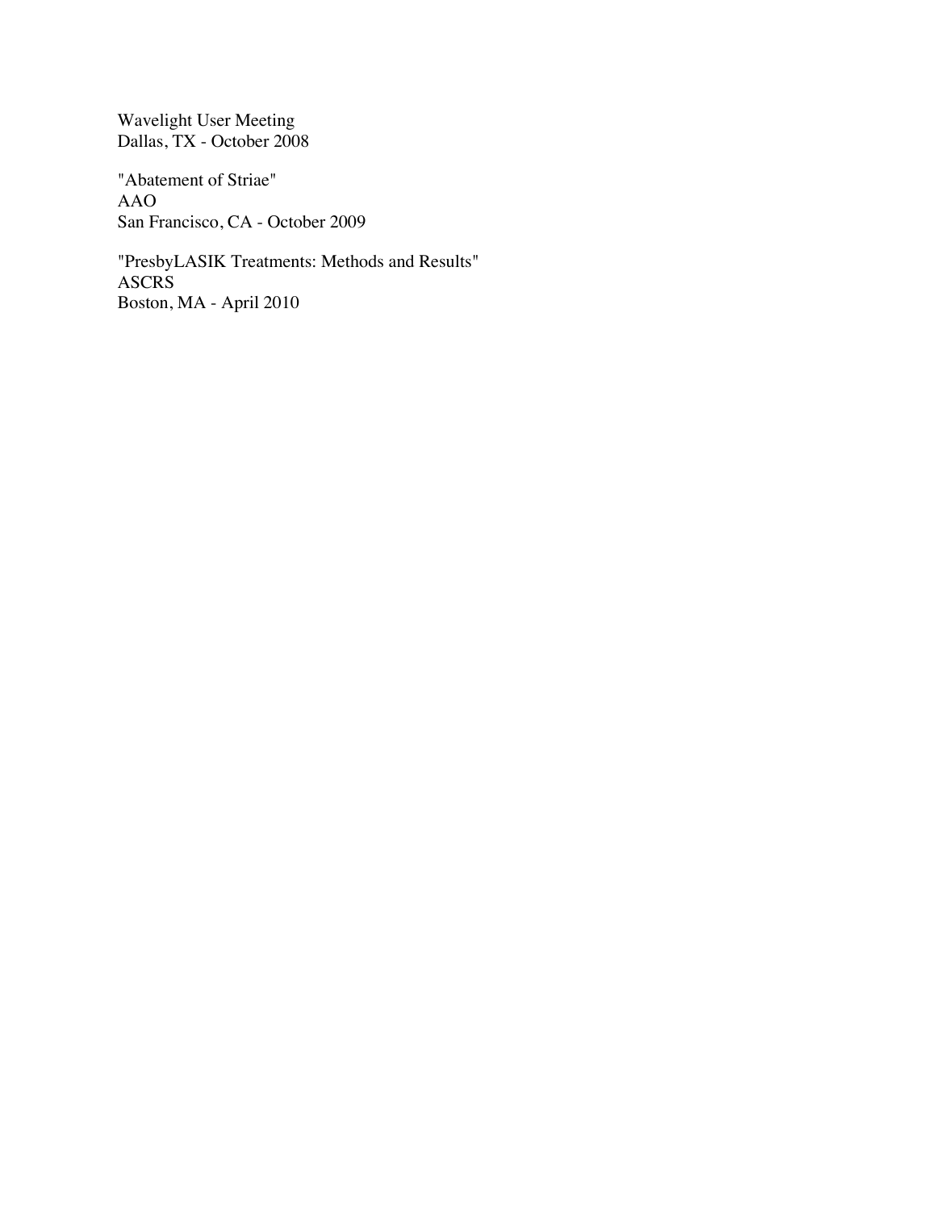Wavelight User Meeting
Dallas, TX - October 2008

"Abatement of Striae"
AAO
San Francisco, CA - October 2009

"PresbyLASIK Treatments: Methods and Results"
ASCRS
Boston, MA - April 2010